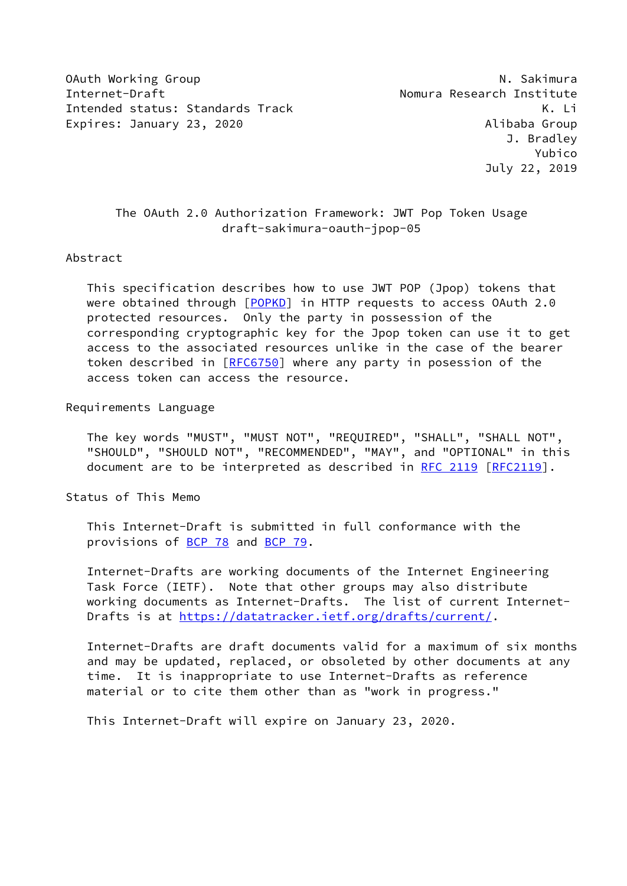OAuth Working Group N. Sakimura
Internet-Draft Nomura Research Institute
Intended status: Standards Track K. Li
Expires: January 23, 2020 Alibaba Group
J. Bradley
Yubico
July 22, 2019

# The OAuth 2.0 Authorization Framework: JWT Pop Token Usage
draft-sakimura-oauth-jpop-05

## Abstract

This specification describes how to use JWT POP (Jpop) tokens that were obtained through [POPKD] in HTTP requests to access OAuth 2.0 protected resources. Only the party in possession of the corresponding cryptographic key for the Jpop token can use it to get access to the associated resources unlike in the case of the bearer token described in [RFC6750] where any party in posession of the access token can access the resource.

## Requirements Language

The key words "MUST", "MUST NOT", "REQUIRED", "SHALL", "SHALL NOT", "SHOULD", "SHOULD NOT", "RECOMMENDED", "MAY", and "OPTIONAL" in this document are to be interpreted as described in RFC 2119 [RFC2119].

## Status of This Memo

This Internet-Draft is submitted in full conformance with the provisions of BCP 78 and BCP 79.

Internet-Drafts are working documents of the Internet Engineering Task Force (IETF). Note that other groups may also distribute working documents as Internet-Drafts. The list of current Internet-Drafts is at https://datatracker.ietf.org/drafts/current/.

Internet-Drafts are draft documents valid for a maximum of six months and may be updated, replaced, or obsoleted by other documents at any time. It is inappropriate to use Internet-Drafts as reference material or to cite them other than as "work in progress."

This Internet-Draft will expire on January 23, 2020.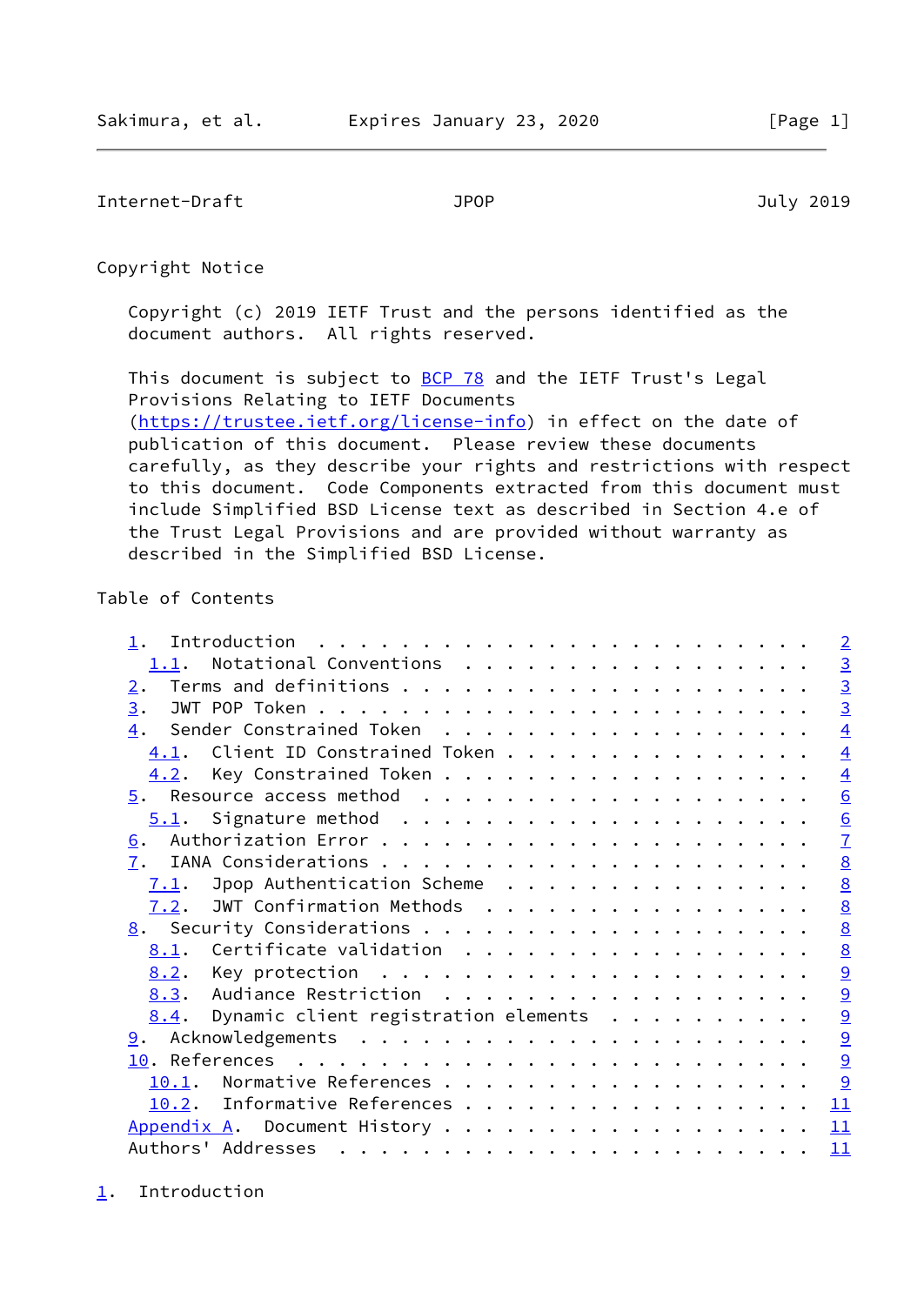## Copyright Notice

Copyright (c) 2019 IETF Trust and the persons identified as the document authors. All rights reserved.

This document is subject to BCP 78 and the IETF Trust's Legal Provisions Relating to IETF Documents (https://trustee.ietf.org/license-info) in effect on the date of publication of this document. Please review these documents carefully, as they describe your rights and restrictions with respect to this document. Code Components extracted from this document must include Simplified BSD License text as described in Section 4.e of the Trust Legal Provisions and are provided without warranty as described in the Simplified BSD License.

## Table of Contents

```
   1.  Introduction . . . . . . . . . . . . . . . . . . . . . . . .   2
     1.1.  Notational Conventions . . . . . . . . . . . . . . . . .   3
   2.  Terms and definitions . . . . . . . . . . . . . . . . . . .   3
   3.  JWT POP Token . . . . . . . . . . . . . . . . . . . . . . .   3
   4.  Sender Constrained Token  . . . . . . . . . . . . . . . . .   4
     4.1.  Client ID Constrained Token . . . . . . . . . . . . . .   4
     4.2.  Key Constrained Token . . . . . . . . . . . . . . . . .   4
   5.  Resource access method  . . . . . . . . . . . . . . . . . .   6
     5.1.  Signature method  . . . . . . . . . . . . . . . . . . .   6
   6.  Authorization Error . . . . . . . . . . . . . . . . . . . .   7
   7.  IANA Considerations . . . . . . . . . . . . . . . . . . . .   8
     7.1.  Jpop Authentication Scheme  . . . . . . . . . . . . . .   8
     7.2.  JWT Confirmation Methods  . . . . . . . . . . . . . . .   8
   8.  Security Considerations . . . . . . . . . . . . . . . . . .   8
     8.1.  Certificate validation  . . . . . . . . . . . . . . . .   8
     8.2.  Key protection  . . . . . . . . . . . . . . . . . . . .   9
     8.3.  Audiance Restriction  . . . . . . . . . . . . . . . . .   9
     8.4.  Dynamic client registration elements  . . . . . . . . .   9
   9.  Acknowledgements  . . . . . . . . . . . . . . . . . . . . .   9
   10. References  . . . . . . . . . . . . . . . . . . . . . . . .   9
     10.1.  Normative References . . . . . . . . . . . . . . . . .   9
     10.2.  Informative References . . . . . . . . . . . . . . . .  11
   Appendix A.  Document History . . . . . . . . . . . . . . . . .  11
   Authors' Addresses  . . . . . . . . . . . . . . . . . . . . . .  11
```

## 1. Introduction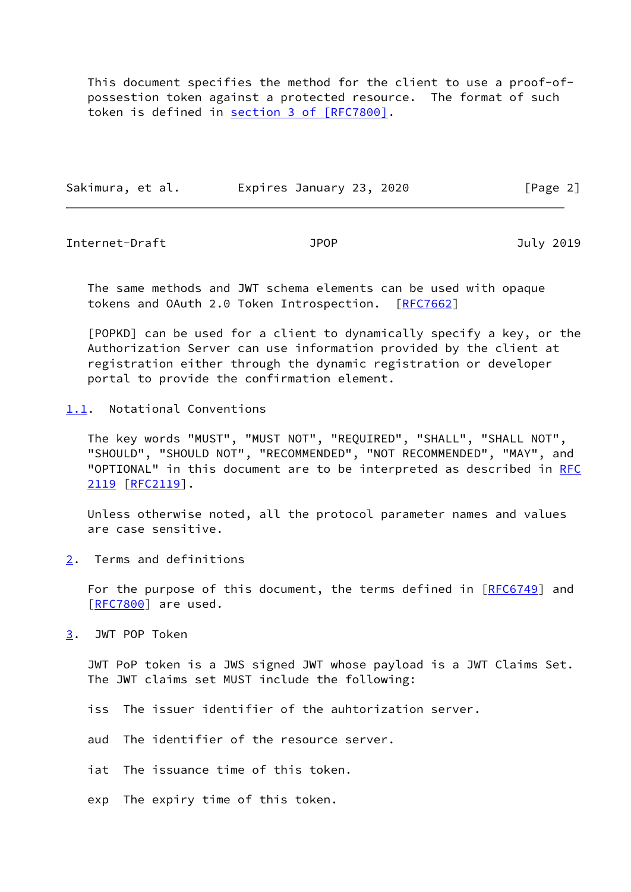This document specifies the method for the client to use a proof-of-possession token against a protected resource. The format of such token is defined in section 3 of [RFC7800].

The same methods and JWT schema elements can be used with opaque tokens and OAuth 2.0 Token Introspection. [RFC7662]

[POPKD] can be used for a client to dynamically specify a key, or the Authorization Server can use information provided by the client at registration either through the dynamic registration or developer portal to provide the confirmation element.

### 1.1. Notational Conventions

The key words "MUST", "MUST NOT", "REQUIRED", "SHALL", "SHALL NOT", "SHOULD", "SHOULD NOT", "RECOMMENDED", "NOT RECOMMENDED", "MAY", and "OPTIONAL" in this document are to be interpreted as described in RFC 2119 [RFC2119].

Unless otherwise noted, all the protocol parameter names and values are case sensitive.

## 2. Terms and definitions

For the purpose of this document, the terms defined in [RFC6749] and [RFC7800] are used.

## 3. JWT POP Token

JWT PoP token is a JWS signed JWT whose payload is a JWT Claims Set. The JWT claims set MUST include the following:

iss The issuer identifier of the auhtorization server.

aud The identifier of the resource server.

iat The issuance time of this token.

exp The expiry time of this token.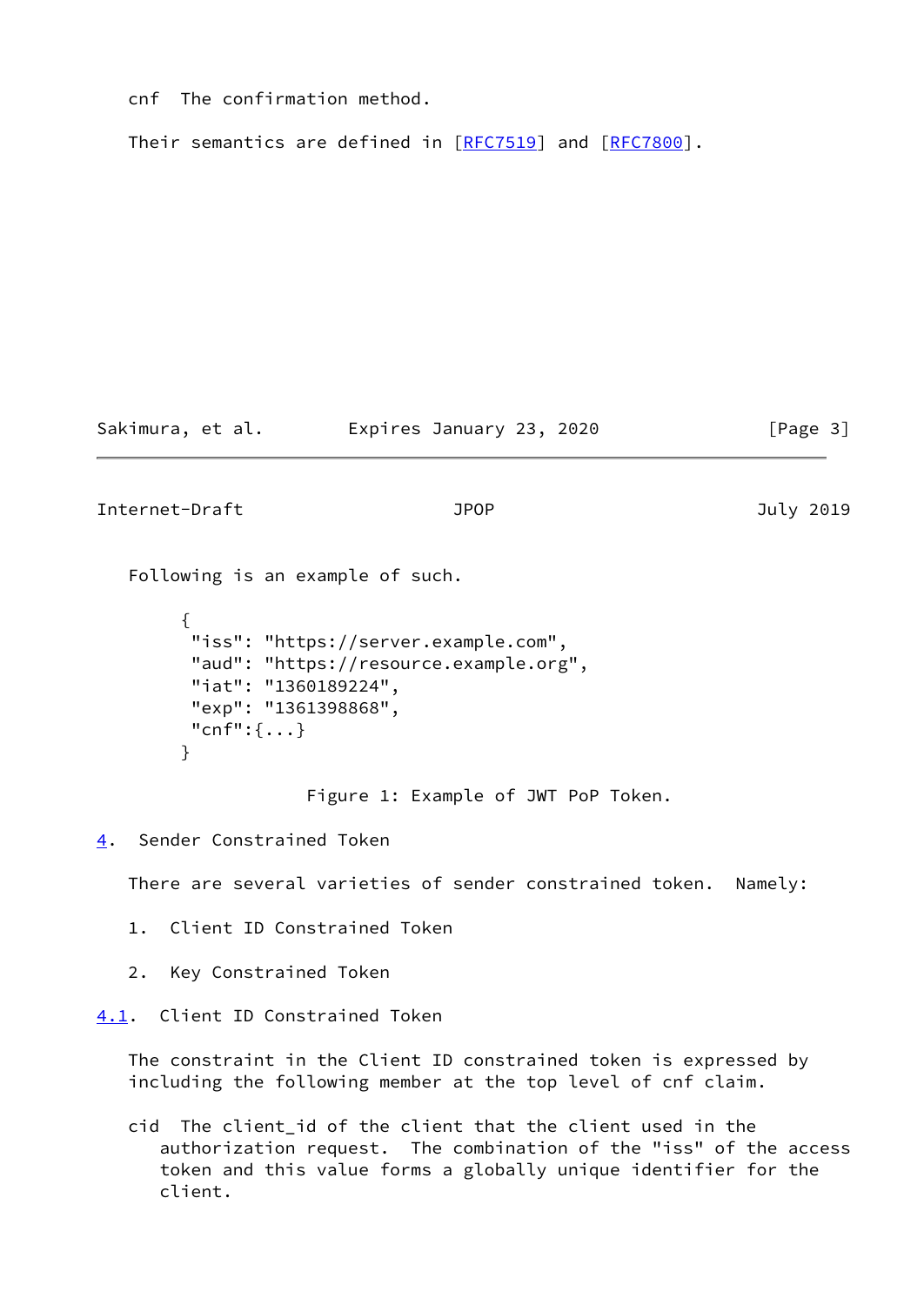cnf  The confirmation method.

Their semantics are defined in [RFC7519] and [RFC7800].

Following is an example of such.

```
{
 "iss": "https://server.example.com",
 "aud": "https://resource.example.org",
 "iat": "1360189224",
 "exp": "1361398868",
 "cnf":{...}
}
```

Figure 1: Example of JWT PoP Token.

## 4. Sender Constrained Token

There are several varieties of sender constrained token.  Namely:

1. Client ID Constrained Token

2. Key Constrained Token

### 4.1. Client ID Constrained Token

The constraint in the Client ID constrained token is expressed by including the following member at the top level of cnf claim.

cid  The client_id of the client that the client used in the authorization request.  The combination of the "iss" of the access token and this value forms a globally unique identifier for the client.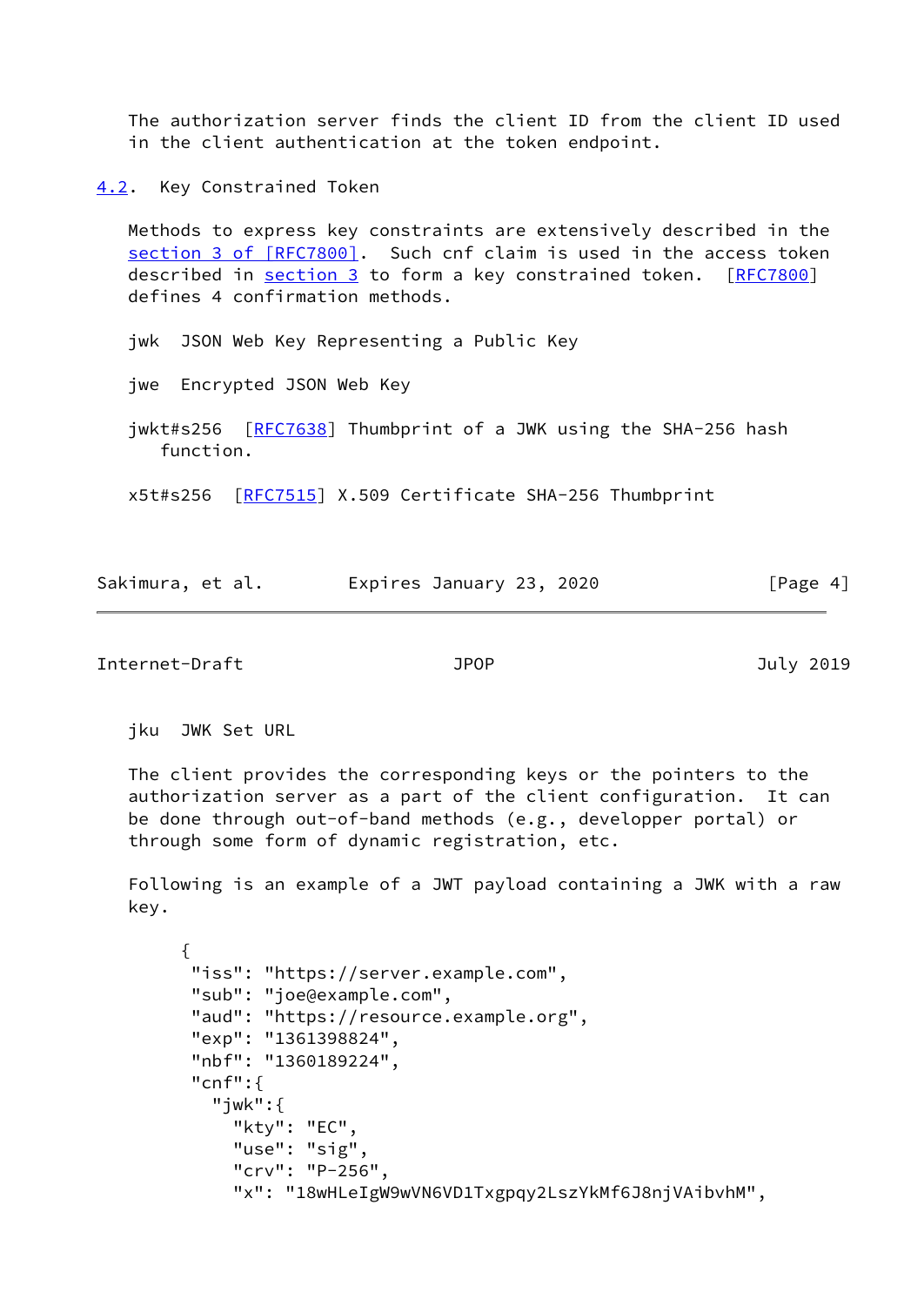The authorization server finds the client ID from the client ID used in the client authentication at the token endpoint.

### 4.2. Key Constrained Token

Methods to express key constraints are extensively described in the section 3 of [RFC7800]. Such cnf claim is used in the access token described in section 3 to form a key constrained token. [RFC7800] defines 4 confirmation methods.

jwk JSON Web Key Representing a Public Key

jwe Encrypted JSON Web Key

jwkt#s256 [RFC7638] Thumbprint of a JWK using the SHA-256 hash function.

x5t#s256 [RFC7515] X.509 Certificate SHA-256 Thumbprint

jku JWK Set URL

The client provides the corresponding keys or the pointers to the authorization server as a part of the client configuration. It can be done through out-of-band methods (e.g., developper portal) or through some form of dynamic registration, etc.

Following is an example of a JWT payload containing a JWK with a raw key.

```
{
 "iss": "https://server.example.com",
 "sub": "joe@example.com",
 "aud": "https://resource.example.org",
 "exp": "1361398824",
 "nbf": "1360189224",
 "cnf":{
   "jwk":{
     "kty": "EC",
     "use": "sig",
     "crv": "P-256",
     "x": "18wHLeIgW9wVN6VD1Txgpqy2LszYkMf6J8njVAibvhM",
```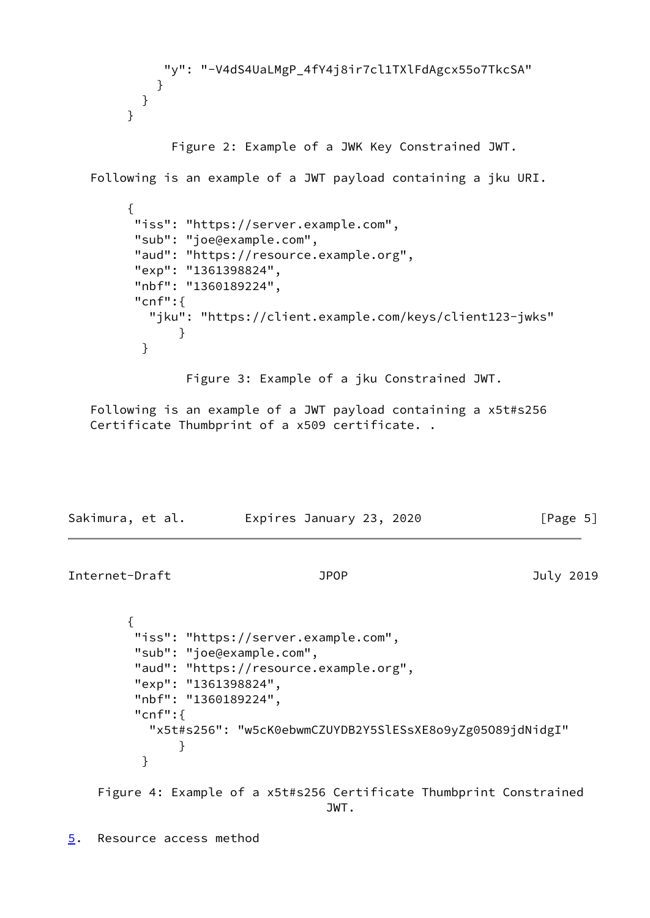```
           "y": "-V4dS4UaLMgP_4fY4j8ir7cl1TXlFdAgcx55o7TkcSA"
          }
        }
      }
```

Figure 2: Example of a JWK Key Constrained JWT.

Following is an example of a JWT payload containing a jku URI.

```
      {
       "iss": "https://server.example.com",
       "sub": "joe@example.com",
       "aud": "https://resource.example.org",
       "exp": "1361398824",
       "nbf": "1360189224",
       "cnf":{
         "jku": "https://client.example.com/keys/client123-jwks"
             }
        }
```

Figure 3: Example of a jku Constrained JWT.

Following is an example of a JWT payload containing a x5t#s256 Certificate Thumbprint of a x509 certificate. .

```
      {
       "iss": "https://server.example.com",
       "sub": "joe@example.com",
       "aud": "https://resource.example.org",
       "exp": "1361398824",
       "nbf": "1360189224",
       "cnf":{
         "x5t#s256": "w5cK0ebwmCZUYDB2Y5SlESsXE8o9yZg05O89jdNidgI"
             }
        }
```

Figure 4: Example of a x5t#s256 Certificate Thumbprint Constrained JWT.

## 5. Resource access method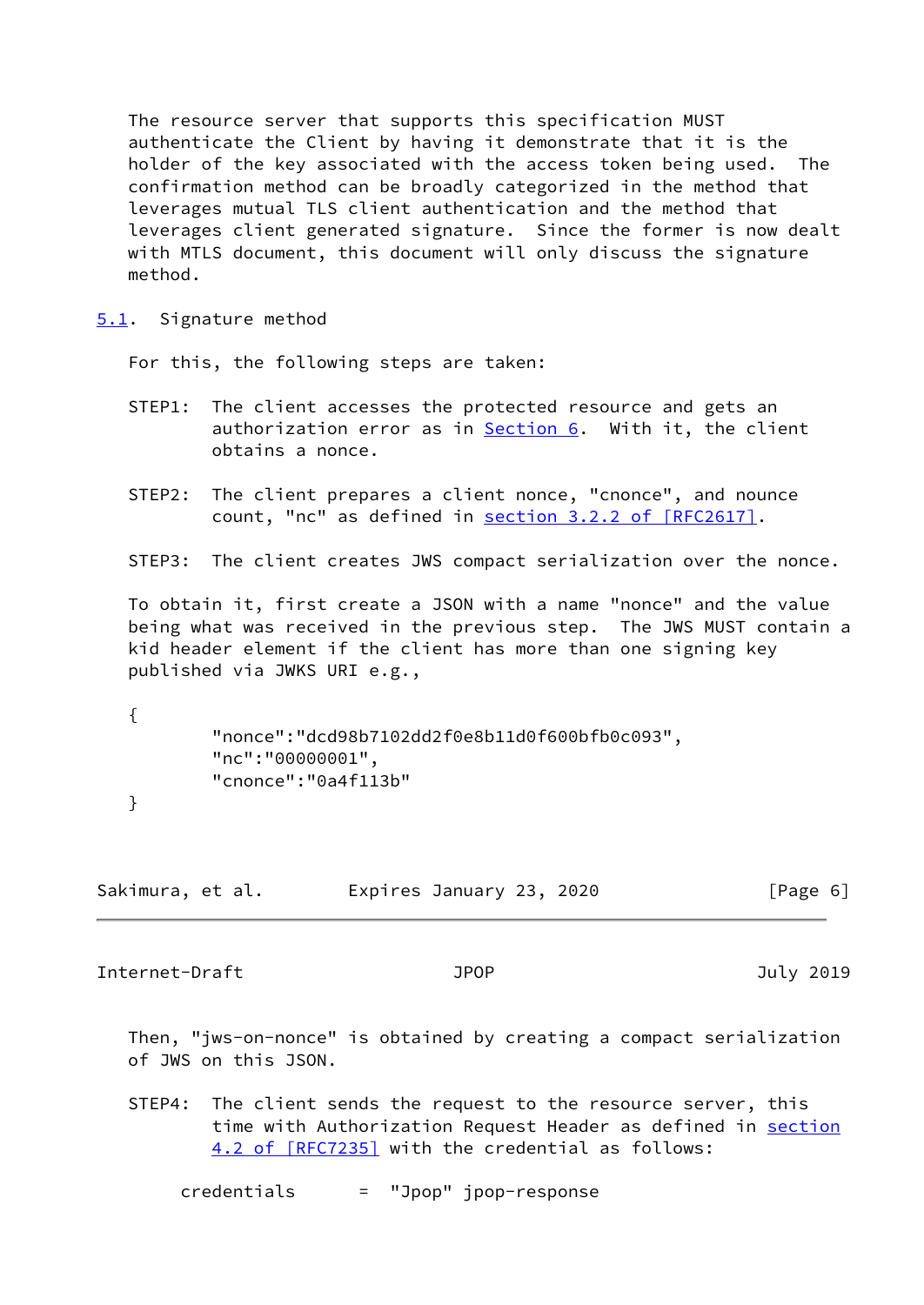The resource server that supports this specification MUST authenticate the Client by having it demonstrate that it is the holder of the key associated with the access token being used. The confirmation method can be broadly categorized in the method that leverages mutual TLS client authentication and the method that leverages client generated signature. Since the former is now dealt with MTLS document, this document will only discuss the signature method.

## 5.1. Signature method

For this, the following steps are taken:

STEP1: The client accesses the protected resource and gets an authorization error as in Section 6. With it, the client obtains a nonce.

STEP2: The client prepares a client nonce, "cnonce", and nounce count, "nc" as defined in section 3.2.2 of [RFC2617].

STEP3: The client creates JWS compact serialization over the nonce.

To obtain it, first create a JSON with a name "nonce" and the value being what was received in the previous step. The JWS MUST contain a kid header element if the client has more than one signing key published via JWKS URI e.g.,

```
{
        "nonce":"dcd98b7102dd2f0e8b11d0f600bfb0c093",
        "nc":"00000001",
        "cnonce":"0a4f113b"
}
```

Then, "jws-on-nonce" is obtained by creating a compact serialization of JWS on this JSON.

STEP4: The client sends the request to the resource server, this time with Authorization Request Header as defined in section 4.2 of [RFC7235] with the credential as follows:

```
credentials      =  "Jpop" jpop-response
```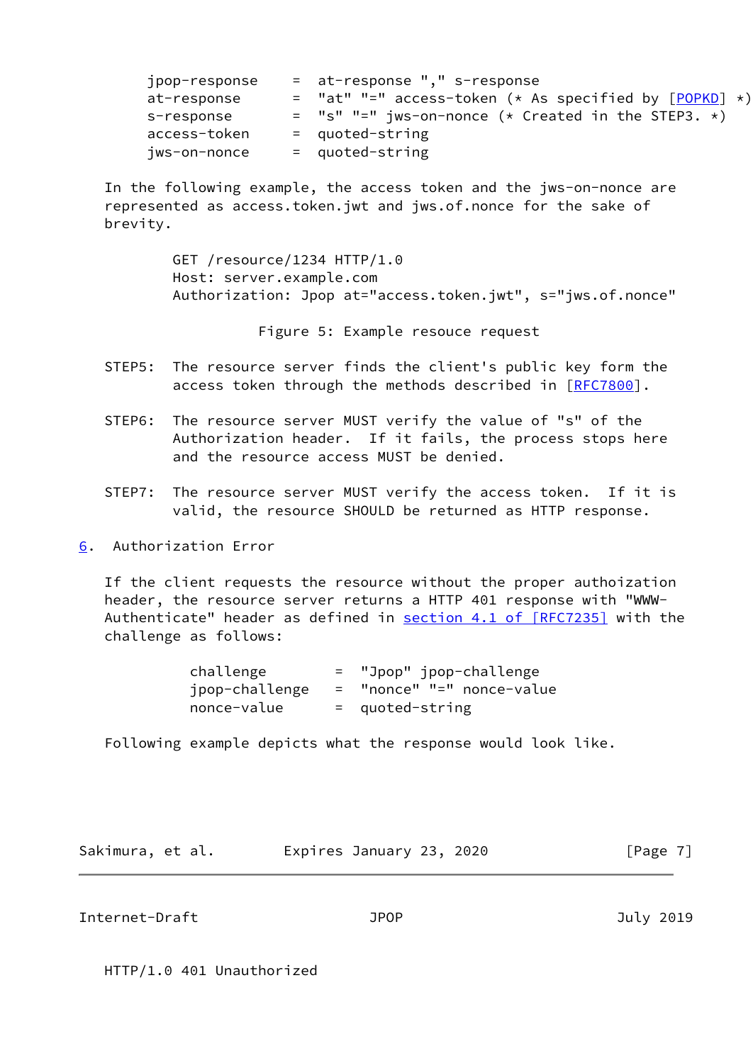```
jpop-response    =  at-response "," s-response
at-response      =  "at" "=" access-token (* As specified by [POPKD] *)
s-response       =  "s" "=" jws-on-nonce (* Created in the STEP3. *)
access-token     =  quoted-string
jws-on-nonce     =  quoted-string
```

In the following example, the access token and the jws-on-nonce are represented as access.token.jwt and jws.of.nonce for the sake of brevity.

```
GET /resource/1234 HTTP/1.0
Host: server.example.com
Authorization: Jpop at="access.token.jwt", s="jws.of.nonce"
```

Figure 5: Example resouce request

STEP5: The resource server finds the client's public key form the access token through the methods described in [RFC7800].

STEP6: The resource server MUST verify the value of "s" of the Authorization header. If it fails, the process stops here and the resource access MUST be denied.

STEP7: The resource server MUST verify the access token. If it is valid, the resource SHOULD be returned as HTTP response.

## 6. Authorization Error

If the client requests the resource without the proper authoization header, the resource server returns a HTTP 401 response with "WWW-Authenticate" header as defined in section 4.1 of [RFC7235] with the challenge as follows:

```
challenge        =  "Jpop" jpop-challenge
jpop-challenge   =  "nonce" "=" nonce-value
nonce-value      =  quoted-string
```

Following example depicts what the response would look like.

```
HTTP/1.0 401 Unauthorized
```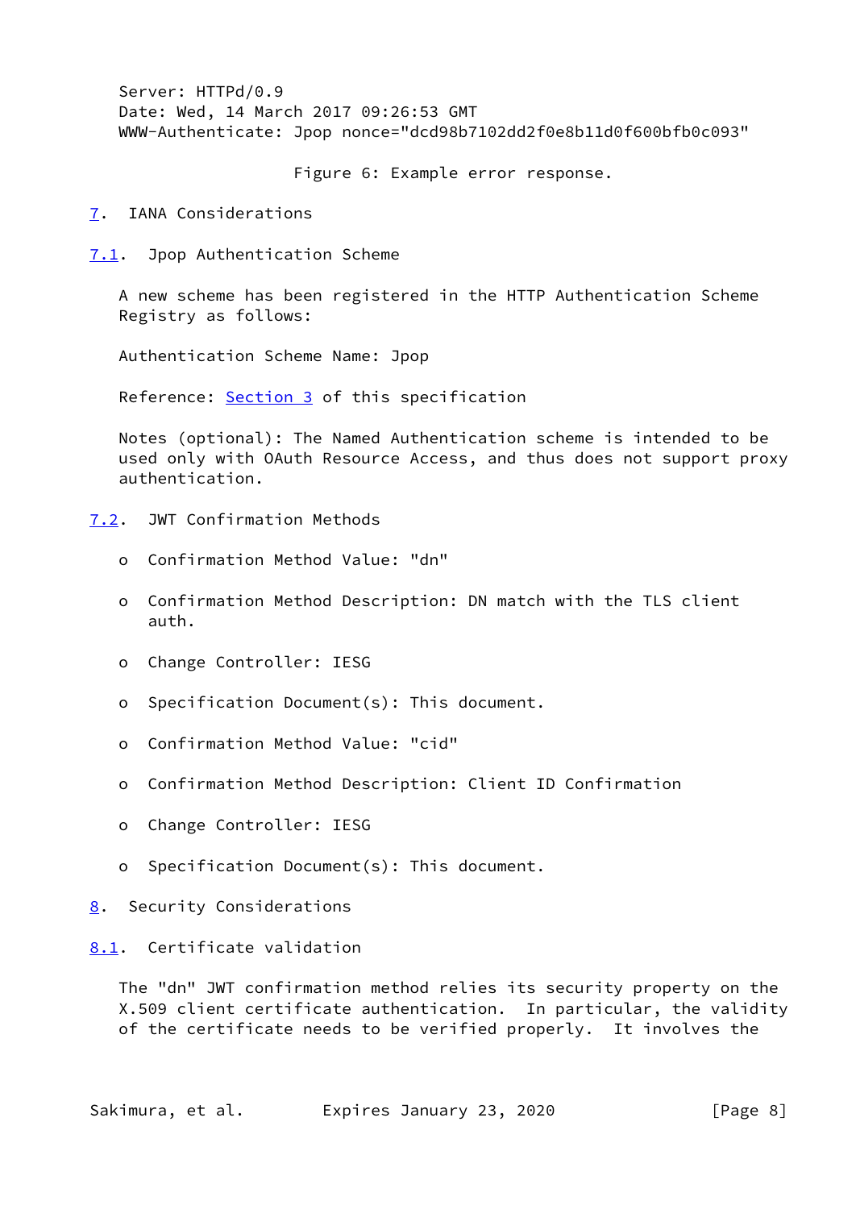```
Server: HTTPd/0.9
Date: Wed, 14 March 2017 09:26:53 GMT
WWW-Authenticate: Jpop nonce="dcd98b7102dd2f0e8b11d0f600bfb0c093"
```

Figure 6: Example error response.

## 7. IANA Considerations

### 7.1. Jpop Authentication Scheme

A new scheme has been registered in the HTTP Authentication Scheme Registry as follows:

Authentication Scheme Name: Jpop

Reference: Section 3 of this specification

Notes (optional): The Named Authentication scheme is intended to be used only with OAuth Resource Access, and thus does not support proxy authentication.

### 7.2. JWT Confirmation Methods

- Confirmation Method Value: "dn"
- Confirmation Method Description: DN match with the TLS client auth.
- Change Controller: IESG
- Specification Document(s): This document.
- Confirmation Method Value: "cid"
- Confirmation Method Description: Client ID Confirmation
- Change Controller: IESG
- Specification Document(s): This document.

## 8. Security Considerations

### 8.1. Certificate validation

The "dn" JWT confirmation method relies its security property on the X.509 client certificate authentication. In particular, the validity of the certificate needs to be verified properly. It involves the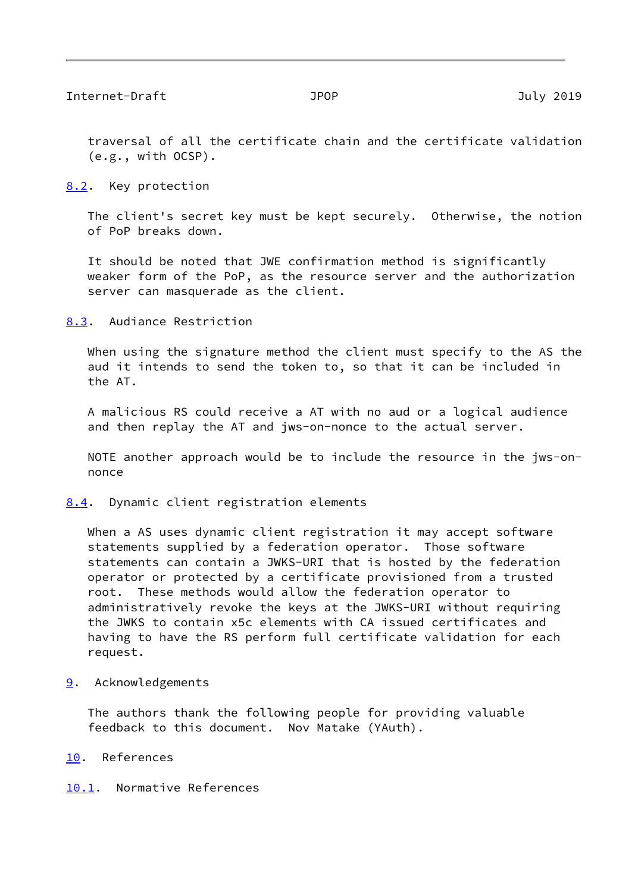traversal of all the certificate chain and the certificate validation (e.g., with OCSP).

### 8.2. Key protection

The client's secret key must be kept securely. Otherwise, the notion of PoP breaks down.

It should be noted that JWE confirmation method is significantly weaker form of the PoP, as the resource server and the authorization server can masquerade as the client.

### 8.3. Audiance Restriction

When using the signature method the client must specify to the AS the aud it intends to send the token to, so that it can be included in the AT.

A malicious RS could receive a AT with no aud or a logical audience and then replay the AT and jws-on-nonce to the actual server.

NOTE another approach would be to include the resource in the jws-on-nonce

### 8.4. Dynamic client registration elements

When a AS uses dynamic client registration it may accept software statements supplied by a federation operator. Those software statements can contain a JWKS-URI that is hosted by the federation operator or protected by a certificate provisioned from a trusted root. These methods would allow the federation operator to administratively revoke the keys at the JWKS-URI without requiring the JWKS to contain x5c elements with CA issued certificates and having to have the RS perform full certificate validation for each request.

## 9. Acknowledgements

The authors thank the following people for providing valuable feedback to this document. Nov Matake (YAuth).

## 10. References

### 10.1. Normative References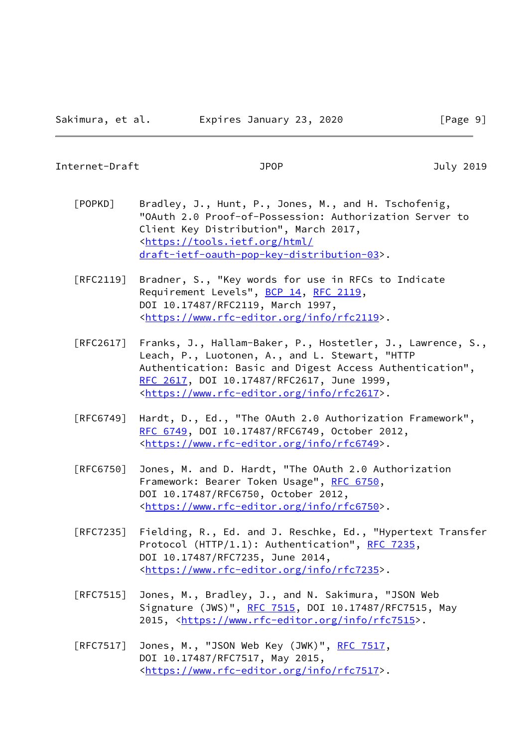[POPKD] Bradley, J., Hunt, P., Jones, M., and H. Tschofenig, "OAuth 2.0 Proof-of-Possession: Authorization Server to Client Key Distribution", March 2017, <https://tools.ietf.org/html/draft-ietf-oauth-pop-key-distribution-03>.

[RFC2119] Bradner, S., "Key words for use in RFCs to Indicate Requirement Levels", BCP 14, RFC 2119, DOI 10.17487/RFC2119, March 1997, <https://www.rfc-editor.org/info/rfc2119>.

[RFC2617] Franks, J., Hallam-Baker, P., Hostetler, J., Lawrence, S., Leach, P., Luotonen, A., and L. Stewart, "HTTP Authentication: Basic and Digest Access Authentication", RFC 2617, DOI 10.17487/RFC2617, June 1999, <https://www.rfc-editor.org/info/rfc2617>.

[RFC6749] Hardt, D., Ed., "The OAuth 2.0 Authorization Framework", RFC 6749, DOI 10.17487/RFC6749, October 2012, <https://www.rfc-editor.org/info/rfc6749>.

[RFC6750] Jones, M. and D. Hardt, "The OAuth 2.0 Authorization Framework: Bearer Token Usage", RFC 6750, DOI 10.17487/RFC6750, October 2012, <https://www.rfc-editor.org/info/rfc6750>.

[RFC7235] Fielding, R., Ed. and J. Reschke, Ed., "Hypertext Transfer Protocol (HTTP/1.1): Authentication", RFC 7235, DOI 10.17487/RFC7235, June 2014, <https://www.rfc-editor.org/info/rfc7235>.

[RFC7515] Jones, M., Bradley, J., and N. Sakimura, "JSON Web Signature (JWS)", RFC 7515, DOI 10.17487/RFC7515, May 2015, <https://www.rfc-editor.org/info/rfc7515>.

[RFC7517] Jones, M., "JSON Web Key (JWK)", RFC 7517, DOI 10.17487/RFC7517, May 2015, <https://www.rfc-editor.org/info/rfc7517>.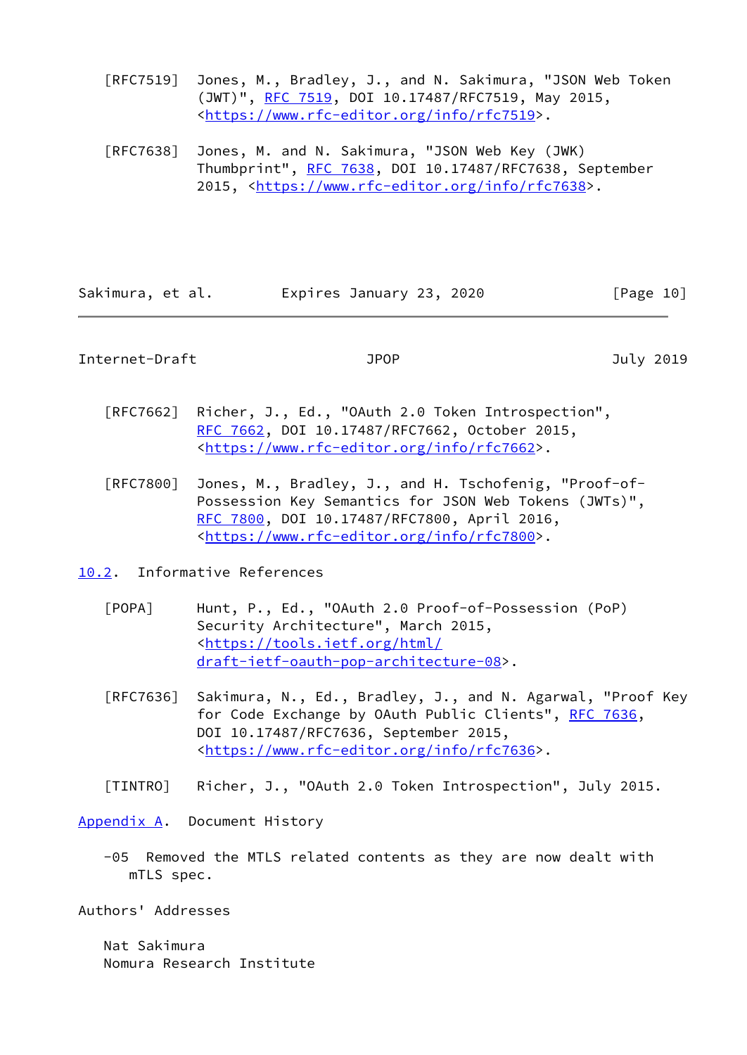[RFC7519] Jones, M., Bradley, J., and N. Sakimura, "JSON Web Token (JWT)", RFC 7519, DOI 10.17487/RFC7519, May 2015, <https://www.rfc-editor.org/info/rfc7519>.

[RFC7638] Jones, M. and N. Sakimura, "JSON Web Key (JWK) Thumbprint", RFC 7638, DOI 10.17487/RFC7638, September 2015, <https://www.rfc-editor.org/info/rfc7638>.

[RFC7662] Richer, J., Ed., "OAuth 2.0 Token Introspection", RFC 7662, DOI 10.17487/RFC7662, October 2015, <https://www.rfc-editor.org/info/rfc7662>.

[RFC7800] Jones, M., Bradley, J., and H. Tschofenig, "Proof-of-Possession Key Semantics for JSON Web Tokens (JWTs)", RFC 7800, DOI 10.17487/RFC7800, April 2016, <https://www.rfc-editor.org/info/rfc7800>.

### 10.2. Informative References

[POPA] Hunt, P., Ed., "OAuth 2.0 Proof-of-Possession (PoP) Security Architecture", March 2015, <https://tools.ietf.org/html/draft-ietf-oauth-pop-architecture-08>.

[RFC7636] Sakimura, N., Ed., Bradley, J., and N. Agarwal, "Proof Key for Code Exchange by OAuth Public Clients", RFC 7636, DOI 10.17487/RFC7636, September 2015, <https://www.rfc-editor.org/info/rfc7636>.

[TINTRO] Richer, J., "OAuth 2.0 Token Introspection", July 2015.

## Appendix A. Document History

-05 Removed the MTLS related contents as they are now dealt with mTLS spec.

## Authors' Addresses

Nat Sakimura
Nomura Research Institute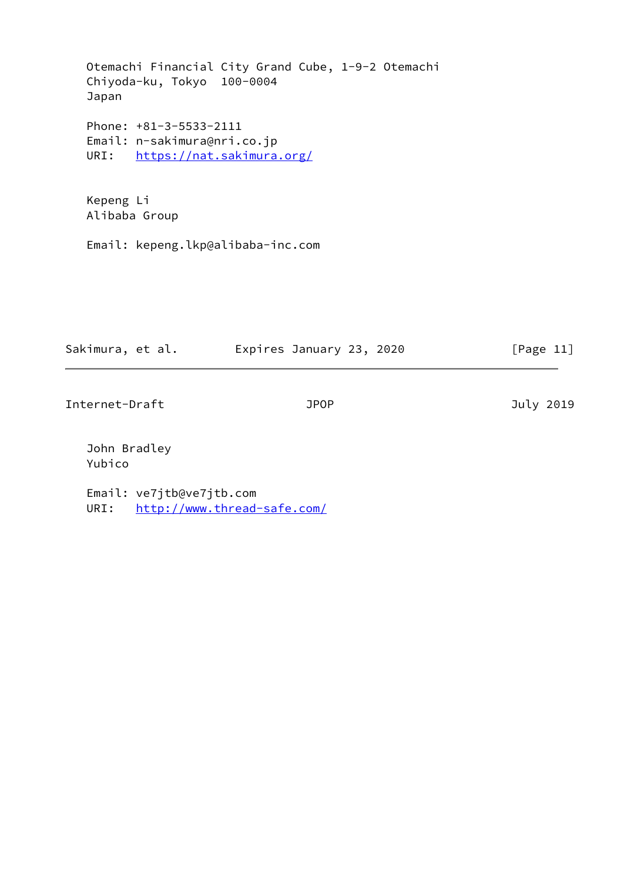Otemachi Financial City Grand Cube, 1-9-2 Otemachi
Chiyoda-ku, Tokyo  100-0004
Japan

Phone: +81-3-5533-2111
Email: n-sakimura@nri.co.jp
URI:   https://nat.sakimura.org/

Kepeng Li
Alibaba Group

Email: kepeng.lkp@alibaba-inc.com

John Bradley
Yubico

Email: ve7jtb@ve7jtb.com
URI:   http://www.thread-safe.com/